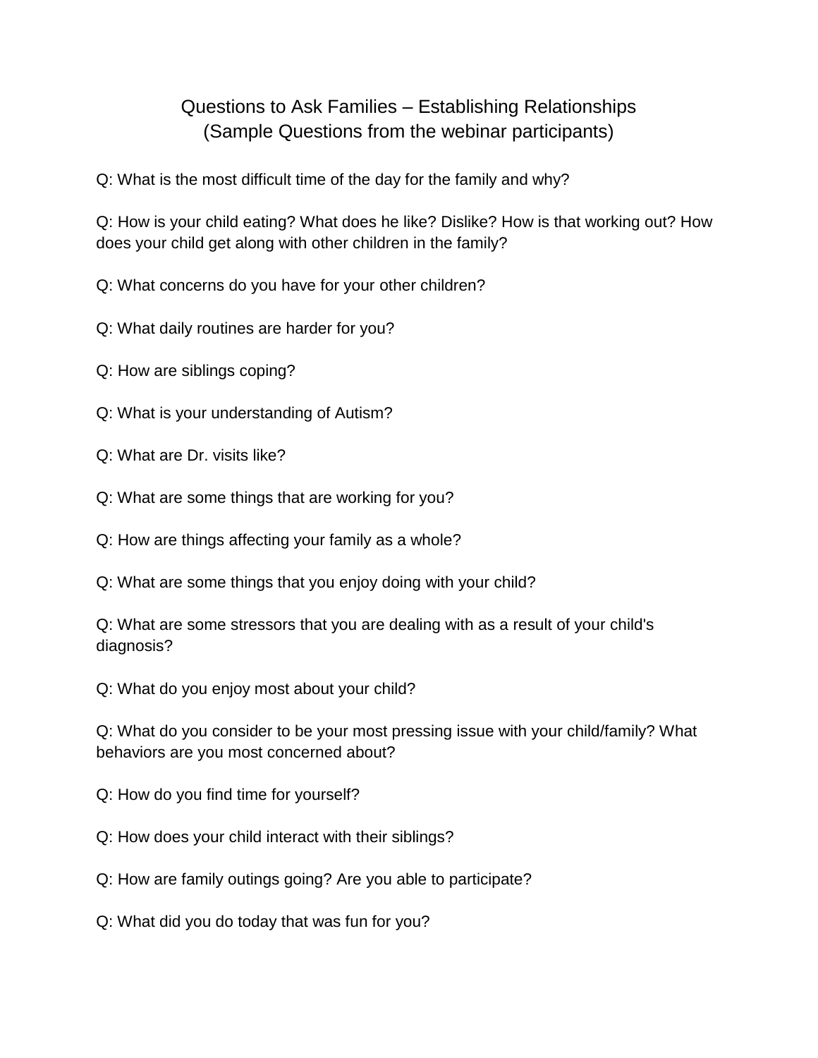# Questions to Ask Families – Establishing Relationships
## (Sample Questions from the webinar participants)

Q: What is the most difficult time of the day for the family and why?

Q: How is your child eating? What does he like? Dislike? How is that working out? How does your child get along with other children in the family?

Q: What concerns do you have for your other children?

Q: What daily routines are harder for you?

Q: How are siblings coping?

Q: What is your understanding of Autism?

Q: What are Dr. visits like?

Q: What are some things that are working for you?

Q: How are things affecting your family as a whole?

Q: What are some things that you enjoy doing with your child?

Q: What are some stressors that you are dealing with as a result of your child's diagnosis?

Q: What do you enjoy most about your child?

Q: What do you consider to be your most pressing issue with your child/family? What behaviors are you most concerned about?

Q: How do you find time for yourself?

Q: How does your child interact with their siblings?

Q: How are family outings going? Are you able to participate?

Q: What did you do today that was fun for you?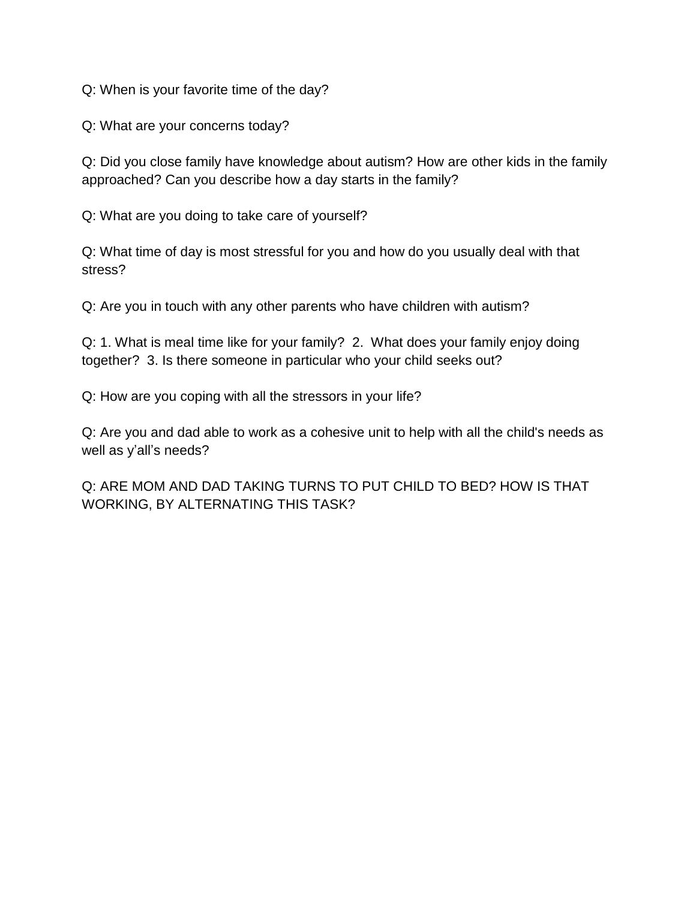Q: When is your favorite time of the day?

Q: What are your concerns today?

Q: Did you close family have knowledge about autism? How are other kids in the family approached? Can you describe how a day starts in the family?

Q: What are you doing to take care of yourself?

Q: What time of day is most stressful for you and how do you usually deal with that stress?

Q: Are you in touch with any other parents who have children with autism?

Q: 1. What is meal time like for your family? 2. What does your family enjoy doing together? 3. Is there someone in particular who your child seeks out?

Q: How are you coping with all the stressors in your life?

Q: Are you and dad able to work as a cohesive unit to help with all the child's needs as well as y'all's needs?

Q: ARE MOM AND DAD TAKING TURNS TO PUT CHILD TO BED? HOW IS THAT WORKING, BY ALTERNATING THIS TASK?